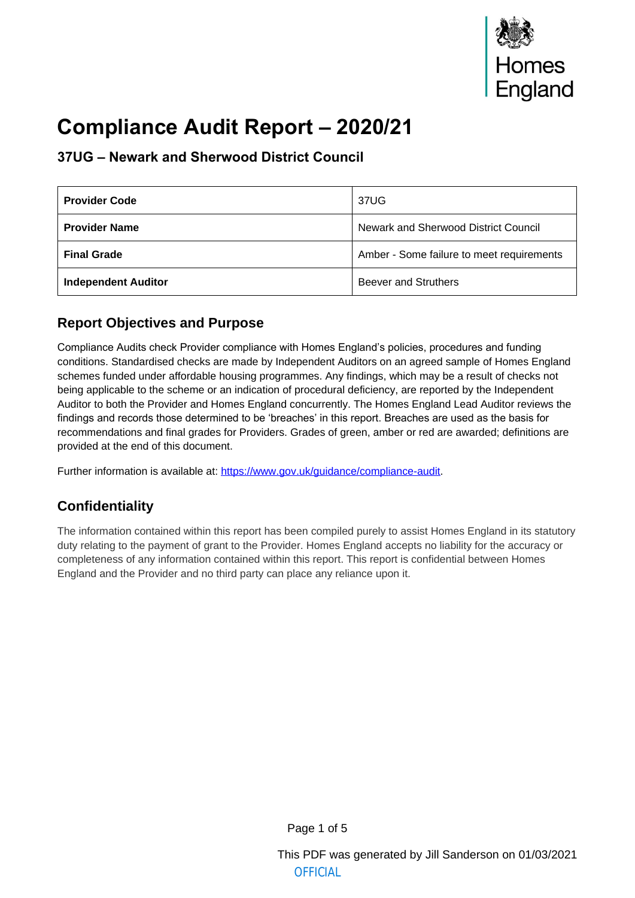# Compliance Audit Report – 2020/21

## 37UG – Newark and Sherwood District Council

| | |
|---|---|
| **Provider Code** | 37UG |
| **Provider Name** | Newark and Sherwood District Council |
| **Final Grade** | Amber - Some failure to meet requirements |
| **Independent Auditor** | Beever and Struthers |

## Report Objectives and Purpose

Compliance Audits check Provider compliance with Homes England's policies, procedures and funding conditions. Standardised checks are made by Independent Auditors on an agreed sample of Homes England schemes funded under affordable housing programmes. Any findings, which may be a result of checks not being applicable to the scheme or an indication of procedural deficiency, are reported by the Independent Auditor to both the Provider and Homes England concurrently. The Homes England Lead Auditor reviews the findings and records those determined to be 'breaches' in this report. Breaches are used as the basis for recommendations and final grades for Providers. Grades of green, amber or red are awarded; definitions are provided at the end of this document.

Further information is available at: https://www.gov.uk/guidance/compliance-audit.

## Confidentiality

The information contained within this report has been compiled purely to assist Homes England in its statutory duty relating to the payment of grant to the Provider. Homes England accepts no liability for the accuracy or completeness of any information contained within this report. This report is confidential between Homes England and the Provider and no third party can place any reliance upon it.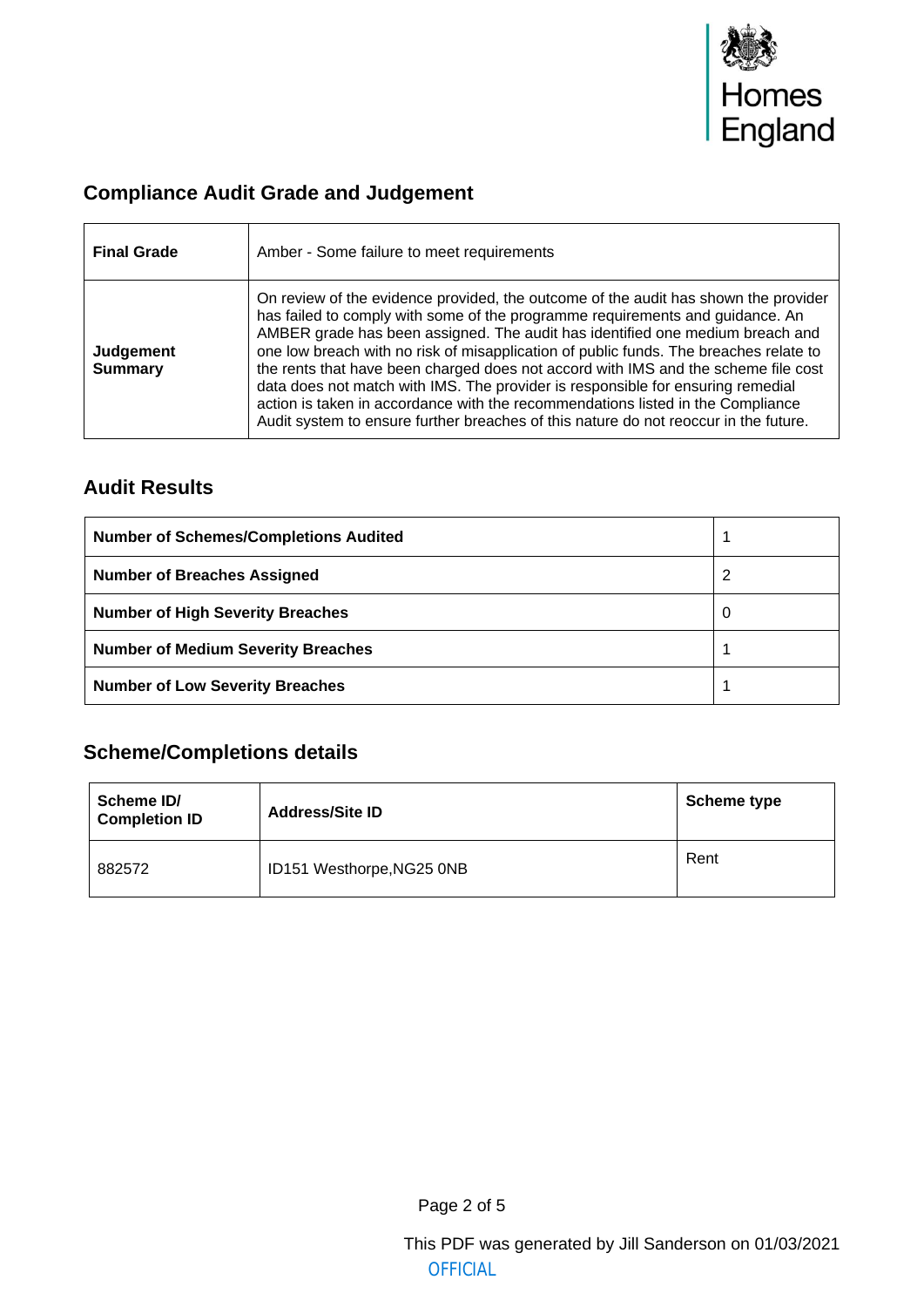## Compliance Audit Grade and Judgement

| **Final Grade** | Amber - Some failure to meet requirements |
|---|---|
| **Judgement Summary** | On review of the evidence provided, the outcome of the audit has shown the provider has failed to comply with some of the programme requirements and guidance. An AMBER grade has been assigned. The audit has identified one medium breach and one low breach with no risk of misapplication of public funds. The breaches relate to the rents that have been charged does not accord with IMS and the scheme file cost data does not match with IMS. The provider is responsible for ensuring remedial action is taken in accordance with the recommendations listed in the Compliance Audit system to ensure further breaches of this nature do not reoccur in the future. |

## Audit Results

| **Number of Schemes/Completions Audited** | 1 |
|---|---|
| **Number of Breaches Assigned** | 2 |
| **Number of High Severity Breaches** | 0 |
| **Number of Medium Severity Breaches** | 1 |
| **Number of Low Severity Breaches** | 1 |

## Scheme/Completions details

| **Scheme ID/ Completion ID** | **Address/Site ID** | **Scheme type** |
|---|---|---|
| 882572 | ID151 Westhorpe,NG25 0NB | Rent |

This PDF was generated by Jill Sanderson on 01/03/2021

OFFICIAL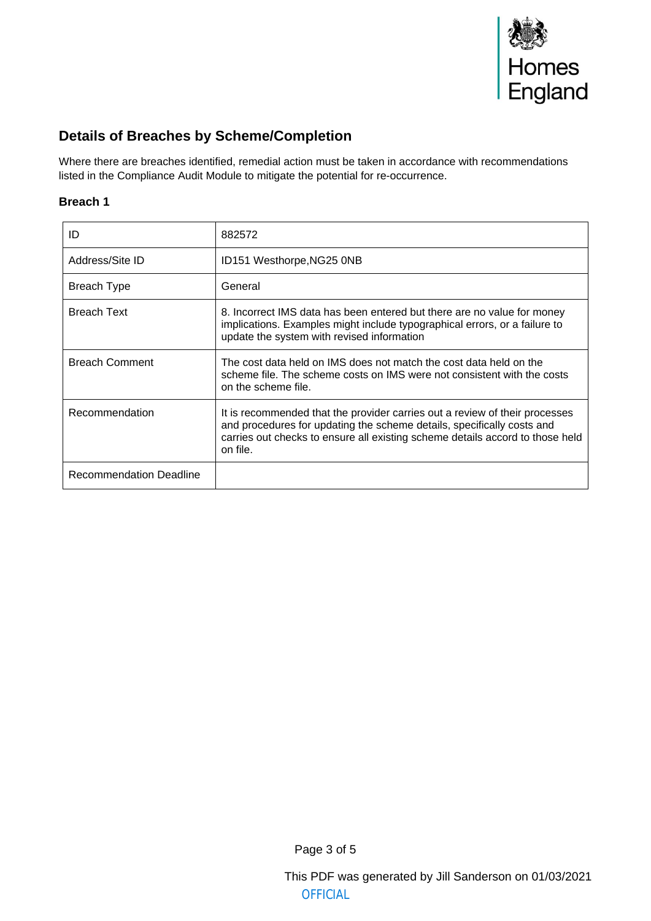## Details of Breaches by Scheme/Completion

Where there are breaches identified, remedial action must be taken in accordance with recommendations listed in the Compliance Audit Module to mitigate the potential for re-occurrence.

### Breach 1

| ID | 882572 |
|---|---|
| Address/Site ID | ID151 Westhorpe,NG25 0NB |
| Breach Type | General |
| Breach Text | 8. Incorrect IMS data has been entered but there are no value for money implications. Examples might include typographical errors, or a failure to update the system with revised information |
| Breach Comment | The cost data held on IMS does not match the cost data held on the scheme file. The scheme costs on IMS were not consistent with the costs on the scheme file. |
| Recommendation | It is recommended that the provider carries out a review of their processes and procedures for updating the scheme details, specifically costs and carries out checks to ensure all existing scheme details accord to those held on file. |
| Recommendation Deadline | |

This PDF was generated by Jill Sanderson on 01/03/2021

OFFICIAL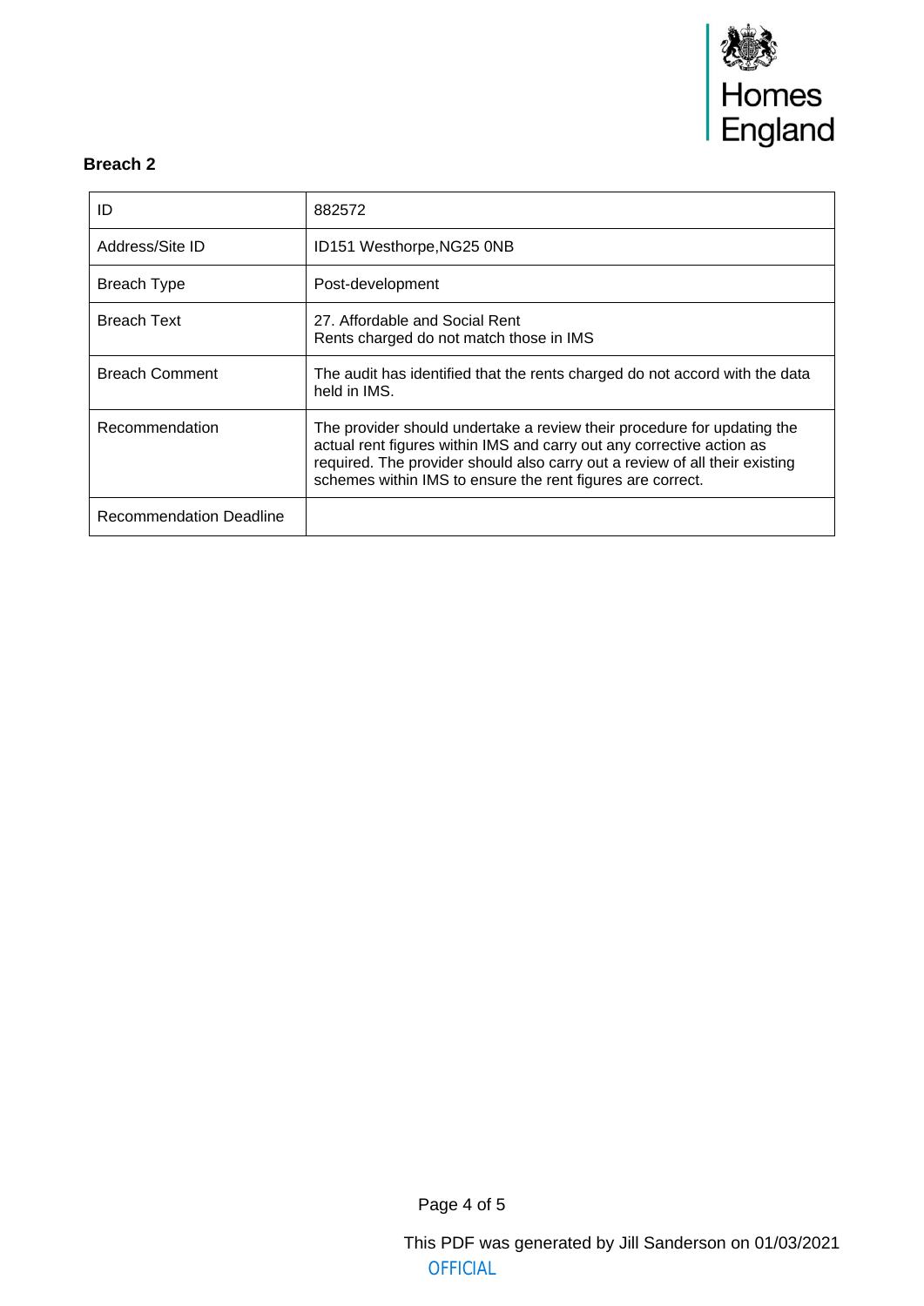### Breach 2

| ID | 882572 |
|---|---|
| Address/Site ID | ID151 Westhorpe,NG25 0NB |
| Breach Type | Post-development |
| Breach Text | 27. Affordable and Social Rent<br>Rents charged do not match those in IMS |
| Breach Comment | The audit has identified that the rents charged do not accord with the data held in IMS. |
| Recommendation | The provider should undertake a review their procedure for updating the actual rent figures within IMS and carry out any corrective action as required. The provider should also carry out a review of all their existing schemes within IMS to ensure the rent figures are correct. |
| Recommendation Deadline | |

This PDF was generated by Jill Sanderson on 01/03/2021

OFFICIAL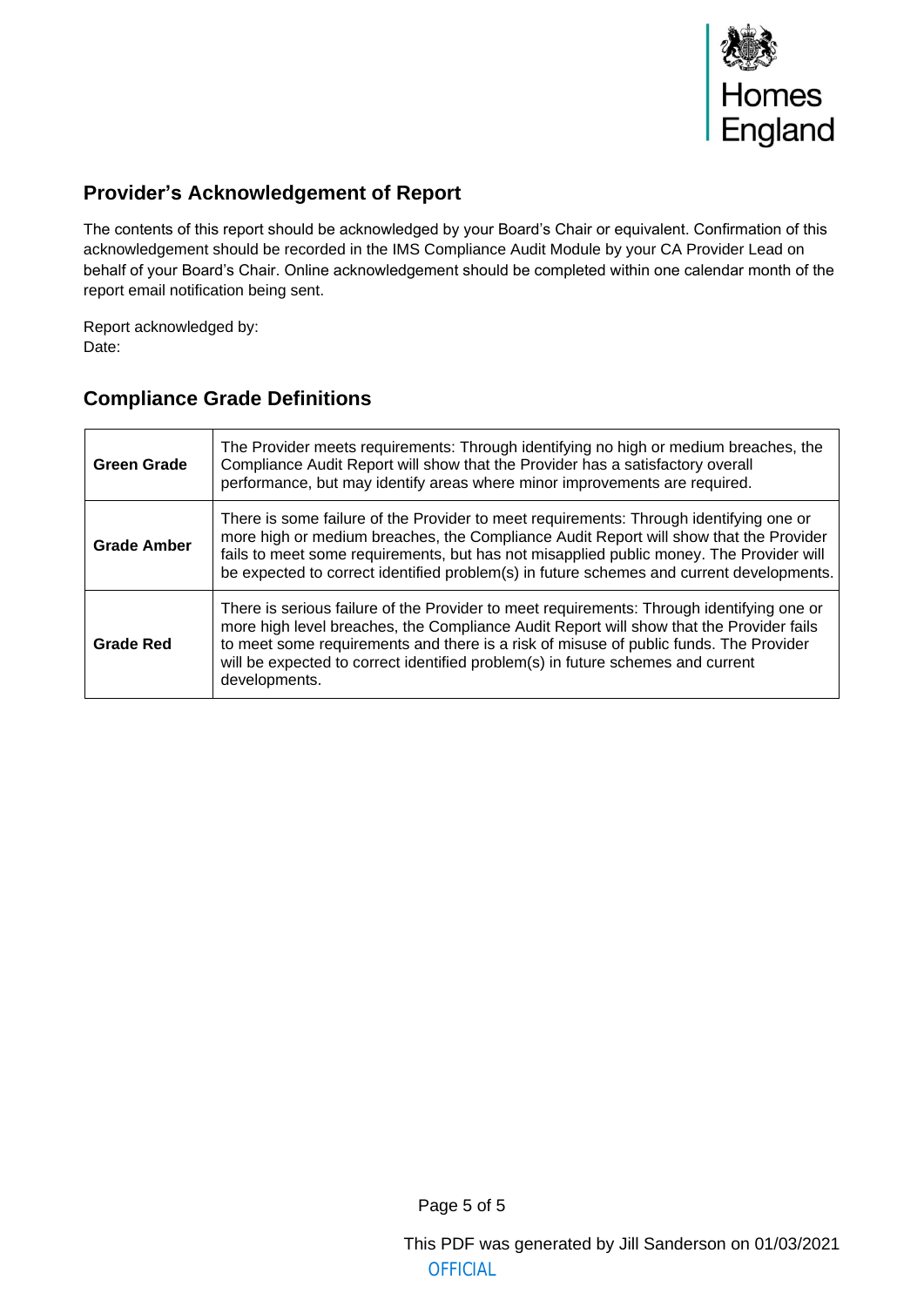## Provider's Acknowledgement of Report

The contents of this report should be acknowledged by your Board's Chair or equivalent. Confirmation of this acknowledgement should be recorded in the IMS Compliance Audit Module by your CA Provider Lead on behalf of your Board's Chair. Online acknowledgement should be completed within one calendar month of the report email notification being sent.

Report acknowledged by:
Date:

## Compliance Grade Definitions

| | |
|---|---|
| **Green Grade** | The Provider meets requirements: Through identifying no high or medium breaches, the Compliance Audit Report will show that the Provider has a satisfactory overall performance, but may identify areas where minor improvements are required. |
| **Grade Amber** | There is some failure of the Provider to meet requirements: Through identifying one or more high or medium breaches, the Compliance Audit Report will show that the Provider fails to meet some requirements, but has not misapplied public money. The Provider will be expected to correct identified problem(s) in future schemes and current developments. |
| **Grade Red** | There is serious failure of the Provider to meet requirements: Through identifying one or more high level breaches, the Compliance Audit Report will show that the Provider fails to meet some requirements and there is a risk of misuse of public funds. The Provider will be expected to correct identified problem(s) in future schemes and current developments. |

This PDF was generated by Jill Sanderson on 01/03/2021